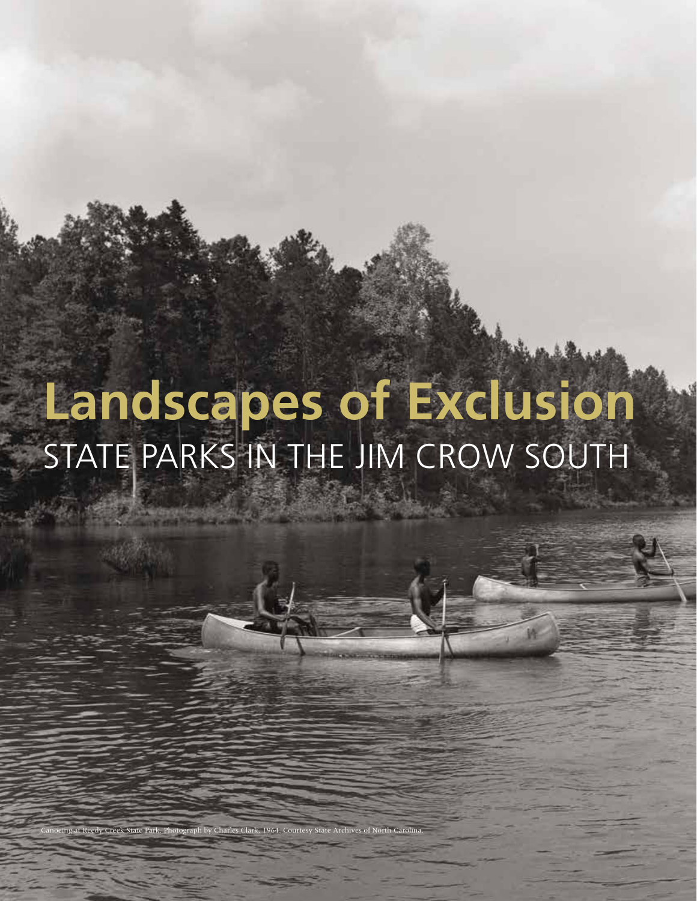# Landscapes of Exclusion

## STATE PARKS IN THE JIM CROW SOUTH

Canoeing at Reedy Creek State Park. Photograph by Charles Clark, 1964. Courtesy State Archives of North Carolina.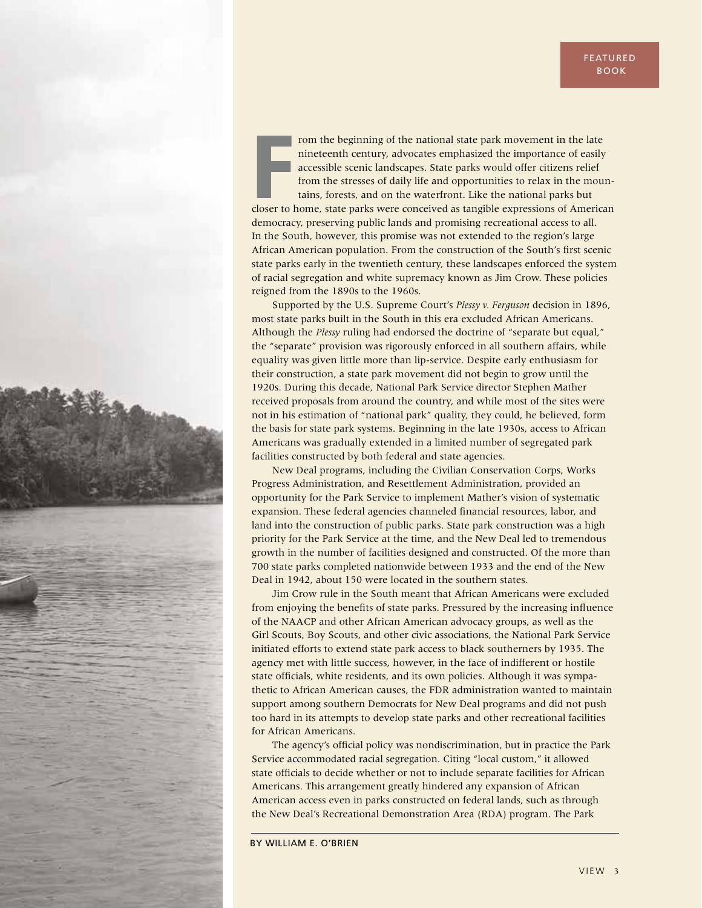FEATURED BOOK

From the beginning of the national state park movement in the late nineteenth century, advocates emphasized the importance of easily accessible scenic landscapes. State parks would offer citizens relief from the stresses of daily life and opportunities to relax in the mountains, forests, and on the waterfront. Like the national parks but closer to home, state parks were conceived as tangible expressions of American democracy, preserving public lands and promising recreational access to all. In the South, however, this promise was not extended to the region's large African American population. From the construction of the South's first scenic state parks early in the twentieth century, these landscapes enforced the system of racial segregation and white supremacy known as Jim Crow. These policies reigned from the 1890s to the 1960s.

Supported by the U.S. Supreme Court's *Plessy v. Ferguson* decision in 1896, most state parks built in the South in this era excluded African Americans. Although the *Plessy* ruling had endorsed the doctrine of "separate but equal," the "separate" provision was rigorously enforced in all southern affairs, while equality was given little more than lip-service. Despite early enthusiasm for their construction, a state park movement did not begin to grow until the 1920s. During this decade, National Park Service director Stephen Mather received proposals from around the country, and while most of the sites were not in his estimation of "national park" quality, they could, he believed, form the basis for state park systems. Beginning in the late 1930s, access to African Americans was gradually extended in a limited number of segregated park facilities constructed by both federal and state agencies.

New Deal programs, including the Civilian Conservation Corps, Works Progress Administration, and Resettlement Administration, provided an opportunity for the Park Service to implement Mather's vision of systematic expansion. These federal agencies channeled financial resources, labor, and land into the construction of public parks. State park construction was a high priority for the Park Service at the time, and the New Deal led to tremendous growth in the number of facilities designed and constructed. Of the more than 700 state parks completed nationwide between 1933 and the end of the New Deal in 1942, about 150 were located in the southern states.

Jim Crow rule in the South meant that African Americans were excluded from enjoying the benefits of state parks. Pressured by the increasing influence of the NAACP and other African American advocacy groups, as well as the Girl Scouts, Boy Scouts, and other civic associations, the National Park Service initiated efforts to extend state park access to black southerners by 1935. The agency met with little success, however, in the face of indifferent or hostile state officials, white residents, and its own policies. Although it was sympathetic to African American causes, the FDR administration wanted to maintain support among southern Democrats for New Deal programs and did not push too hard in its attempts to develop state parks and other recreational facilities for African Americans.

The agency's official policy was nondiscrimination, but in practice the Park Service accommodated racial segregation. Citing "local custom," it allowed state officials to decide whether or not to include separate facilities for African Americans. This arrangement greatly hindered any expansion of African American access even in parks constructed on federal lands, such as through the New Deal's Recreational Demonstration Area (RDA) program. The Park

BY WILLIAM E. O'BRIEN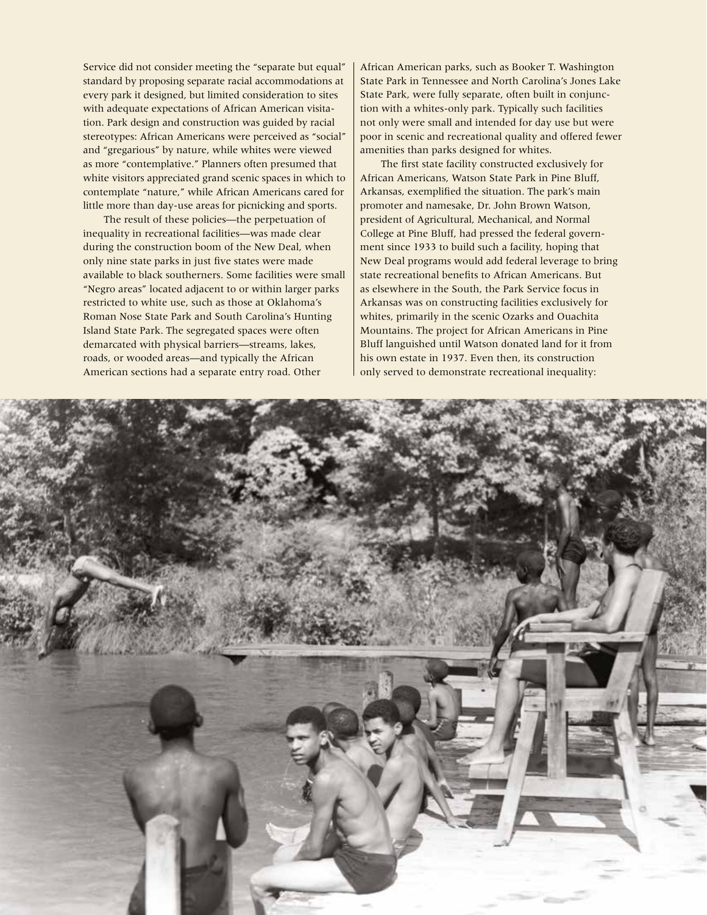Service did not consider meeting the "separate but equal" standard by proposing separate racial accommodations at every park it designed, but limited consideration to sites with adequate expectations of African American visitation. Park design and construction was guided by racial stereotypes: African Americans were perceived as "social" and "gregarious" by nature, while whites were viewed as more "contemplative." Planners often presumed that white visitors appreciated grand scenic spaces in which to contemplate "nature," while African Americans cared for little more than day-use areas for picnicking and sports.

The result of these policies—the perpetuation of inequality in recreational facilities—was made clear during the construction boom of the New Deal, when only nine state parks in just five states were made available to black southerners. Some facilities were small "Negro areas" located adjacent to or within larger parks restricted to white use, such as those at Oklahoma's Roman Nose State Park and South Carolina's Hunting Island State Park. The segregated spaces were often demarcated with physical barriers—streams, lakes, roads, or wooded areas—and typically the African American sections had a separate entry road. Other African American parks, such as Booker T. Washington State Park in Tennessee and North Carolina's Jones Lake State Park, were fully separate, often built in conjunction with a whites-only park. Typically such facilities not only were small and intended for day use but were poor in scenic and recreational quality and offered fewer amenities than parks designed for whites.

The first state facility constructed exclusively for African Americans, Watson State Park in Pine Bluff, Arkansas, exemplified the situation. The park's main promoter and namesake, Dr. John Brown Watson, president of Agricultural, Mechanical, and Normal College at Pine Bluff, had pressed the federal government since 1933 to build such a facility, hoping that New Deal programs would add federal leverage to bring state recreational benefits to African Americans. But as elsewhere in the South, the Park Service focus in Arkansas was on constructing facilities exclusively for whites, primarily in the scenic Ozarks and Ouachita Mountains. The project for African Americans in Pine Bluff languished until Watson donated land for it from his own estate in 1937. Even then, its construction only served to demonstrate recreational inequality: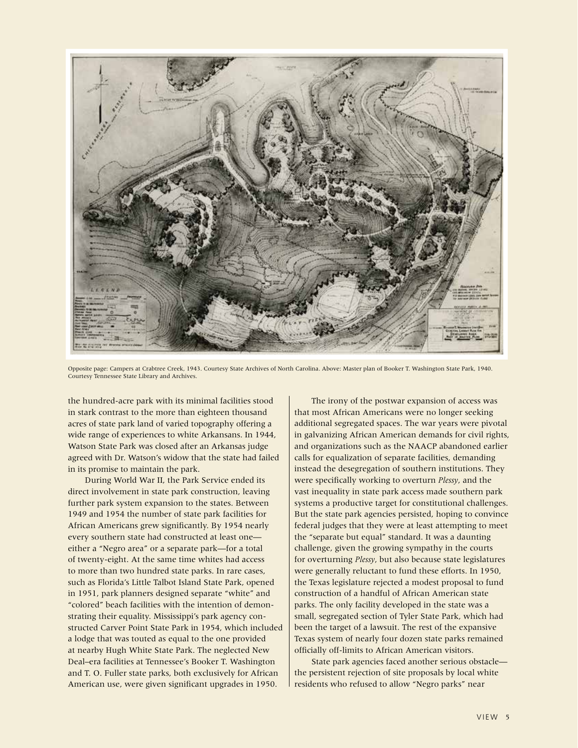Opposite page: Campers at Crabtree Creek, 1943. Courtesy State Archives of North Carolina. Above: Master plan of Booker T. Washington State Park, 1940. Courtesy Tennessee State Library and Archives.

the hundred-acre park with its minimal facilities stood in stark contrast to the more than eighteen thousand acres of state park land of varied topography offering a wide range of experiences to white Arkansans. In 1944, Watson State Park was closed after an Arkansas judge agreed with Dr. Watson's widow that the state had failed in its promise to maintain the park.

During World War II, the Park Service ended its direct involvement in state park construction, leaving further park system expansion to the states. Between 1949 and 1954 the number of state park facilities for African Americans grew significantly. By 1954 nearly every southern state had constructed at least one—either a "Negro area" or a separate park—for a total of twenty-eight. At the same time whites had access to more than two hundred state parks. In rare cases, such as Florida's Little Talbot Island State Park, opened in 1951, park planners designed separate "white" and "colored" beach facilities with the intention of demonstrating their equality. Mississippi's park agency constructed Carver Point State Park in 1954, which included a lodge that was touted as equal to the one provided at nearby Hugh White State Park. The neglected New Deal–era facilities at Tennessee's Booker T. Washington and T. O. Fuller state parks, both exclusively for African American use, were given significant upgrades in 1950.

The irony of the postwar expansion of access was that most African Americans were no longer seeking additional segregated spaces. The war years were pivotal in galvanizing African American demands for civil rights, and organizations such as the NAACP abandoned earlier calls for equalization of separate facilities, demanding instead the desegregation of southern institutions. They were specifically working to overturn *Plessy*, and the vast inequality in state park access made southern park systems a productive target for constitutional challenges. But the state park agencies persisted, hoping to convince federal judges that they were at least attempting to meet the "separate but equal" standard. It was a daunting challenge, given the growing sympathy in the courts for overturning *Plessy*, but also because state legislatures were generally reluctant to fund these efforts. In 1950, the Texas legislature rejected a modest proposal to fund construction of a handful of African American state parks. The only facility developed in the state was a small, segregated section of Tyler State Park, which had been the target of a lawsuit. The rest of the expansive Texas system of nearly four dozen state parks remained officially off-limits to African American visitors.

State park agencies faced another serious obstacle—the persistent rejection of site proposals by local white residents who refused to allow "Negro parks" near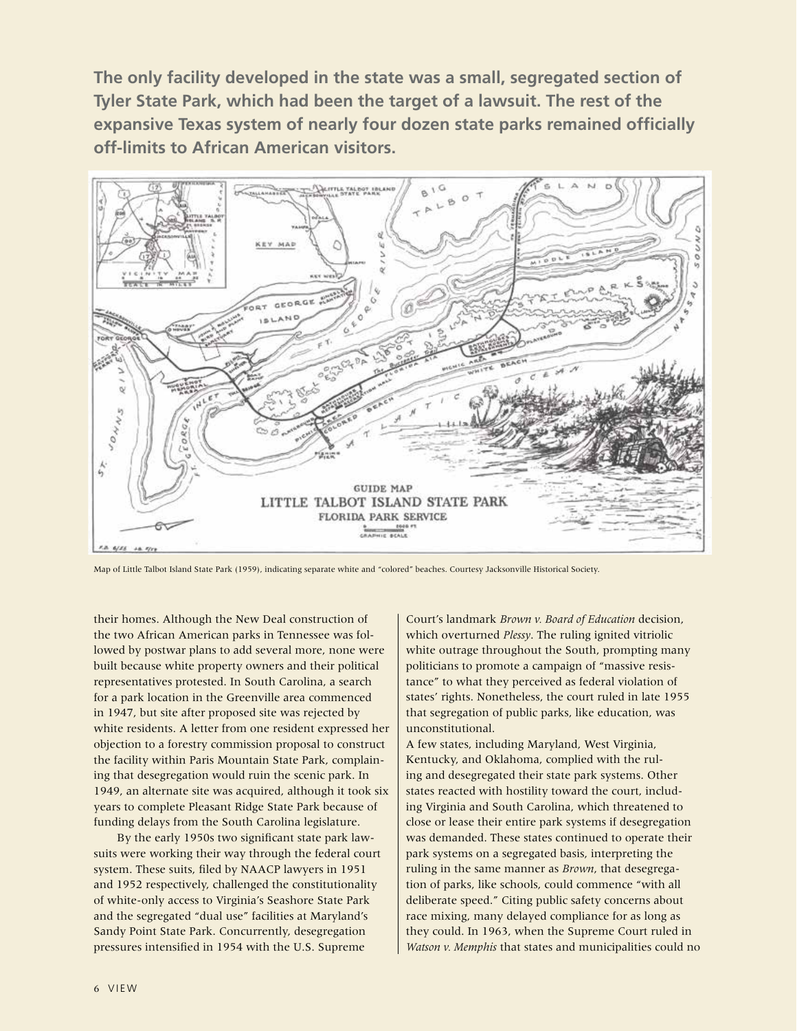**The only facility developed in the state was a small, segregated section of Tyler State Park, which had been the target of a lawsuit. The rest of the expansive Texas system of nearly four dozen state parks remained officially off-limits to African American visitors.**

Map of Little Talbot Island State Park (1959), indicating separate white and "colored" beaches. Courtesy Jacksonville Historical Society.

their homes. Although the New Deal construction of the two African American parks in Tennessee was followed by postwar plans to add several more, none were built because white property owners and their political representatives protested. In South Carolina, a search for a park location in the Greenville area commenced in 1947, but site after proposed site was rejected by white residents. A letter from one resident expressed her objection to a forestry commission proposal to construct the facility within Paris Mountain State Park, complaining that desegregation would ruin the scenic park. In 1949, an alternate site was acquired, although it took six years to complete Pleasant Ridge State Park because of funding delays from the South Carolina legislature.

By the early 1950s two significant state park lawsuits were working their way through the federal court system. These suits, filed by NAACP lawyers in 1951 and 1952 respectively, challenged the constitutionality of white-only access to Virginia's Seashore State Park and the segregated "dual use" facilities at Maryland's Sandy Point State Park. Concurrently, desegregation pressures intensified in 1954 with the U.S. Supreme Court's landmark *Brown v. Board of Education* decision, which overturned *Plessy*. The ruling ignited vitriolic white outrage throughout the South, prompting many politicians to promote a campaign of "massive resistance" to what they perceived as federal violation of states' rights. Nonetheless, the court ruled in late 1955 that segregation of public parks, like education, was unconstitutional.

A few states, including Maryland, West Virginia, Kentucky, and Oklahoma, complied with the ruling and desegregated their state park systems. Other states reacted with hostility toward the court, including Virginia and South Carolina, which threatened to close or lease their entire park systems if desegregation was demanded. These states continued to operate their park systems on a segregated basis, interpreting the ruling in the same manner as *Brown*, that desegregation of parks, like schools, could commence "with all deliberate speed." Citing public safety concerns about race mixing, many delayed compliance for as long as they could. In 1963, when the Supreme Court ruled in *Watson v. Memphis* that states and municipalities could no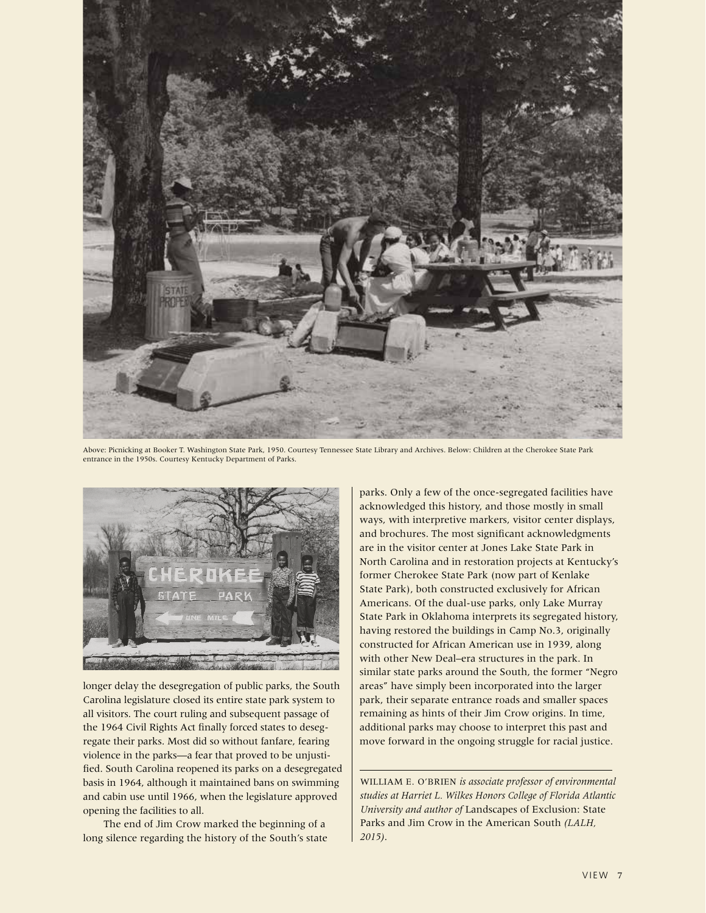Above: Picnicking at Booker T. Washington State Park, 1950. Courtesy Tennessee State Library and Archives. Below: Children at the Cherokee State Park entrance in the 1950s. Courtesy Kentucky Department of Parks.

longer delay the desegregation of public parks, the South Carolina legislature closed its entire state park system to all visitors. The court ruling and subsequent passage of the 1964 Civil Rights Act finally forced states to desegregate their parks. Most did so without fanfare, fearing violence in the parks—a fear that proved to be unjustified. South Carolina reopened its parks on a desegregated basis in 1964, although it maintained bans on swimming and cabin use until 1966, when the legislature approved opening the facilities to all.

The end of Jim Crow marked the beginning of a long silence regarding the history of the South's state parks. Only a few of the once-segregated facilities have acknowledged this history, and those mostly in small ways, with interpretive markers, visitor center displays, and brochures. The most significant acknowledgments are in the visitor center at Jones Lake State Park in North Carolina and in restoration projects at Kentucky's former Cherokee State Park (now part of Kenlake State Park), both constructed exclusively for African Americans. Of the dual-use parks, only Lake Murray State Park in Oklahoma interprets its segregated history, having restored the buildings in Camp No.3, originally constructed for African American use in 1939, along with other New Deal–era structures in the park. In similar state parks around the South, the former "Negro areas" have simply been incorporated into the larger park, their separate entrance roads and smaller spaces remaining as hints of their Jim Crow origins. In time, additional parks may choose to interpret this past and move forward in the ongoing struggle for racial justice.

---

WILLIAM E. O'BRIEN *is associate professor of environmental studies at Harriet L. Wilkes Honors College of Florida Atlantic University and author of* Landscapes of Exclusion: State Parks and Jim Crow in the American South *(LALH, 2015).*